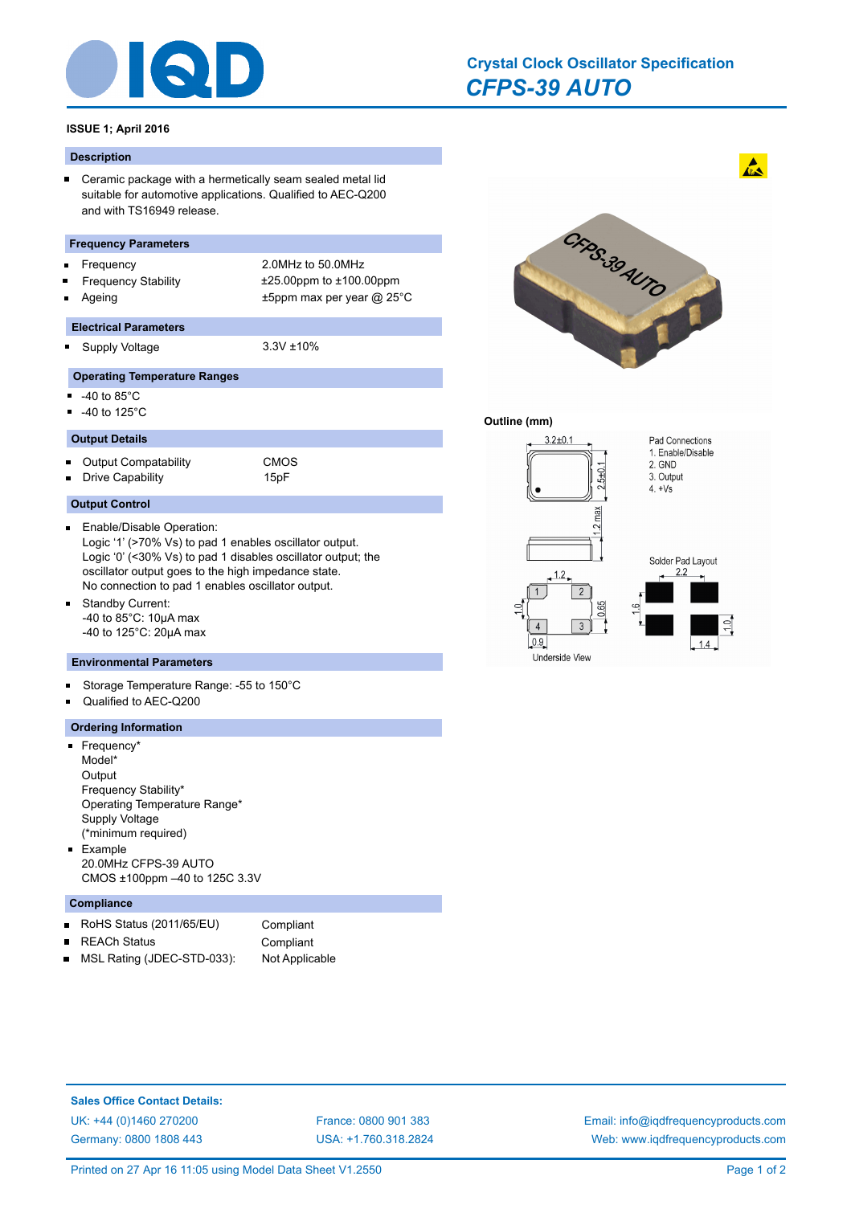# Crystal Clock Oscillator Specification

## *CFPS-39 AUTO*

**ISSUE 1; April 2016**

### Description

- Ceramic package with a hermetically seam sealed metal lid suitable for automotive applications. Qualified to AEC-Q200 and with TS16949 release.

### Frequency Parameters

| | |
|---|---|
| Frequency | 2.0MHz to 50.0MHz |
| Frequency Stability | ±25.00ppm to ±100.00ppm |
| Ageing | ±5ppm max per year @ 25°C |

### Electrical Parameters

| | |
|---|---|
| Supply Voltage | 3.3V ±10% |

### Operating Temperature Ranges

- -40 to 85°C
- -40 to 125°C

### Output Details

| | |
|---|---|
| Output Compatability | CMOS |
| Drive Capability | 15pF |

### Output Control

- Enable/Disable Operation:
  Logic '1' (>70% Vs) to pad 1 enables oscillator output.
  Logic '0' (<30% Vs) to pad 1 disables oscillator output; the oscillator output goes to the high impedance state.
  No connection to pad 1 enables oscillator output.
- Standby Current:
  -40 to 85°C: 10µA max
  -40 to 125°C: 20µA max

### Environmental Parameters

- Storage Temperature Range: -55 to 150°C
- Qualified to AEC-Q200

### Ordering Information

- Frequency*
  Model*
  Output
  Frequency Stability*
  Operating Temperature Range*
  Supply Voltage
  (*minimum required)
- Example
  20.0MHz CFPS-39 AUTO
  CMOS ±100ppm –40 to 125C 3.3V

### Compliance

| | |
|---|---|
| RoHS Status (2011/65/EU) | Compliant |
| REACh Status | Compliant |
| MSL Rating (JDEC-STD-033): | Not Applicable |

**Outline (mm)**

3.2±0.1
2.5±0.1
1.2 max

Pad Connections
1. Enable/Disable
2. GND
3. Output
4. +Vs

1.2
1.0
0.65
0.9
Underside View

Solder Pad Layout
2.2
1.6
1.0
1.4

**Sales Office Contact Details:**

UK: +44 (0)1460 270200
Germany: 0800 1808 443
France: 0800 901 383
USA: +1.760.318.2824
Email: info@iqdfrequencyproducts.com
Web: www.iqdfrequencyproducts.com

Printed on 27 Apr 16 11:05 using Model Data Sheet V1.2550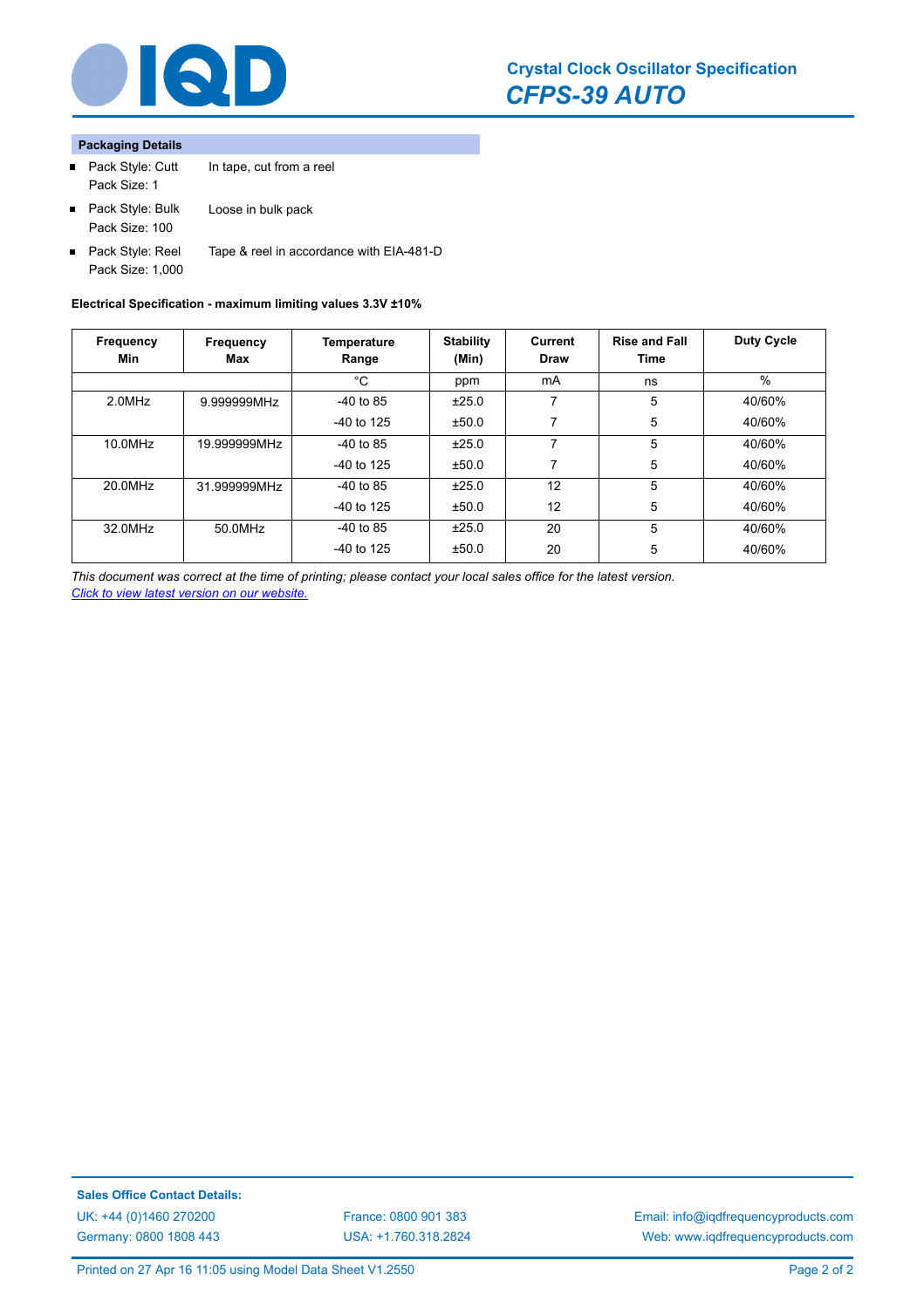## Packaging Details

- Pack Style: Cutt — In tape, cut from a reel
  Pack Size: 1
- Pack Style: Bulk — Loose in bulk pack
  Pack Size: 100
- Pack Style: Reel — Tape & reel in accordance with EIA-481-D
  Pack Size: 1,000

**Electrical Specification - maximum limiting values 3.3V ±10%**

| Frequency Min | Frequency Max | Temperature Range | Stability (Min) | Current Draw | Rise and Fall Time | Duty Cycle |
|---|---|---|---|---|---|---|
| | | °C | ppm | mA | ns | % |
| 2.0MHz | 9.999999MHz | -40 to 85 | ±25.0 | 7 | 5 | 40/60% |
| | | -40 to 125 | ±50.0 | 7 | 5 | 40/60% |
| 10.0MHz | 19.999999MHz | -40 to 85 | ±25.0 | 7 | 5 | 40/60% |
| | | -40 to 125 | ±50.0 | 7 | 5 | 40/60% |
| 20.0MHz | 31.999999MHz | -40 to 85 | ±25.0 | 12 | 5 | 40/60% |
| | | -40 to 125 | ±50.0 | 12 | 5 | 40/60% |
| 32.0MHz | 50.0MHz | -40 to 85 | ±25.0 | 20 | 5 | 40/60% |
| | | -40 to 125 | ±50.0 | 20 | 5 | 40/60% |

*This document was correct at the time of printing; please contact your local sales office for the latest version.*
*Click to view latest version on our website.*

**Sales Office Contact Details:**

UK: +44 (0)1460 270200
Germany: 0800 1808 443
France: 0800 901 383
USA: +1.760.318.2824
Email: info@iqdfrequencyproducts.com
Web: www.iqdfrequencyproducts.com

Printed on 27 Apr 16 11:05 using Model Data Sheet V1.2550